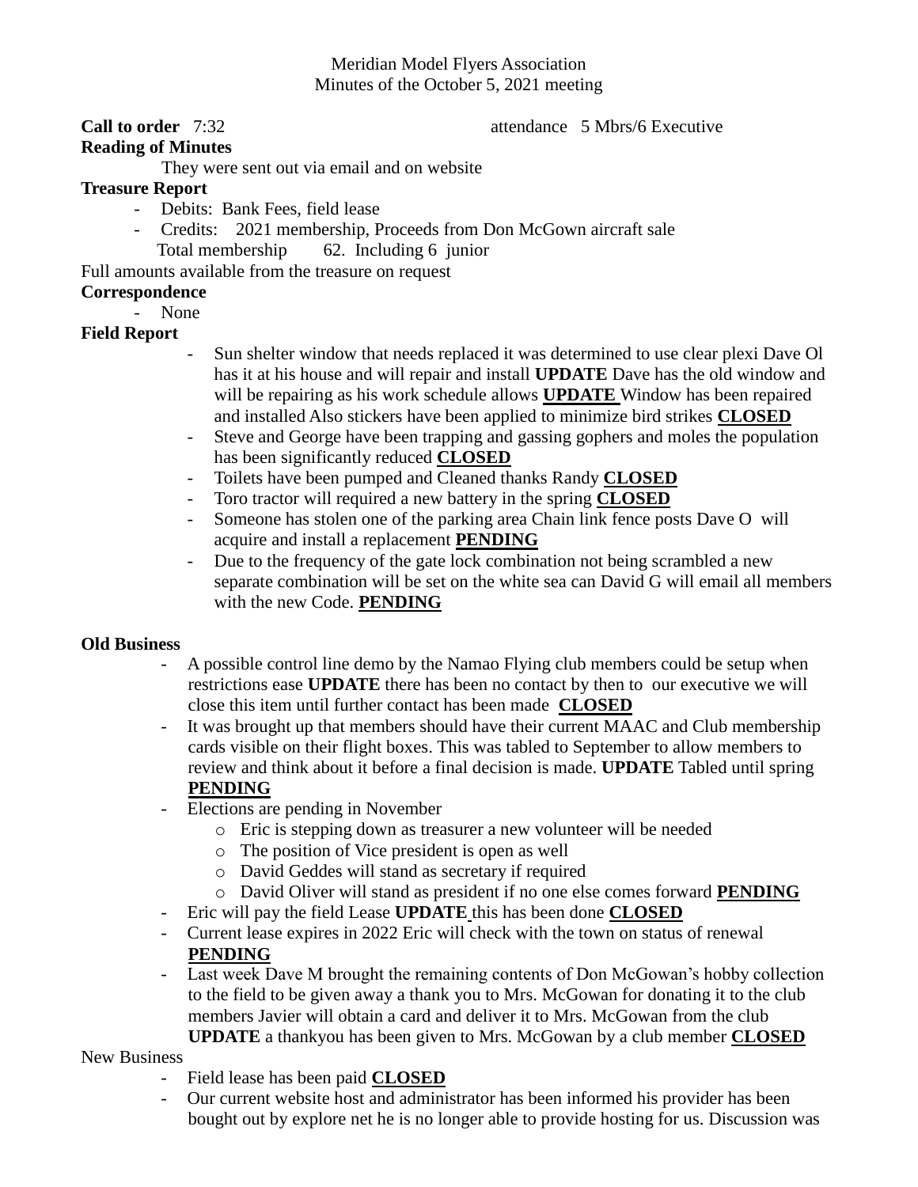Meridian Model Flyers Association
Minutes of the October 5, 2021 meeting

**Call to order** 7:32 attendance 5 Mbrs/6 Executive

**Reading of Minutes**

They were sent out via email and on website

**Treasure Report**

- Debits: Bank Fees, field lease
- Credits: 2021 membership, Proceeds from Don McGown aircraft sale
  Total membership 62. Including 6 junior

Full amounts available from the treasure on request

**Correspondence**

- None

**Field Report**

- Sun shelter window that needs replaced it was determined to use clear plexi Dave Ol has it at his house and will repair and install **UPDATE** Dave has the old window and will be repairing as his work schedule allows **UPDATE** Window has been repaired and installed Also stickers have been applied to minimize bird strikes **CLOSED**
- Steve and George have been trapping and gassing gophers and moles the population has been significantly reduced **CLOSED**
- Toilets have been pumped and Cleaned thanks Randy **CLOSED**
- Toro tractor will required a new battery in the spring **CLOSED**
- Someone has stolen one of the parking area Chain link fence posts Dave O will acquire and install a replacement **PENDING**
- Due to the frequency of the gate lock combination not being scrambled a new separate combination will be set on the white sea can David G will email all members with the new Code. **PENDING**

**Old Business**

- A possible control line demo by the Namao Flying club members could be setup when restrictions ease **UPDATE** there has been no contact by then to our executive we will close this item until further contact has been made **CLOSED**
- It was brought up that members should have their current MAAC and Club membership cards visible on their flight boxes. This was tabled to September to allow members to review and think about it before a final decision is made. **UPDATE** Tabled until spring **PENDING**
- Elections are pending in November
  - Eric is stepping down as treasurer a new volunteer will be needed
  - The position of Vice president is open as well
  - David Geddes will stand as secretary if required
  - David Oliver will stand as president if no one else comes forward **PENDING**
- Eric will pay the field Lease **UPDATE** this has been done **CLOSED**
- Current lease expires in 2022 Eric will check with the town on status of renewal **PENDING**
- Last week Dave M brought the remaining contents of Don McGowan's hobby collection to the field to be given away a thank you to Mrs. McGowan for donating it to the club members Javier will obtain a card and deliver it to Mrs. McGowan from the club **UPDATE** a thankyou has been given to Mrs. McGowan by a club member **CLOSED**

New Business

- Field lease has been paid **CLOSED**
- Our current website host and administrator has been informed his provider has been bought out by explore net he is no longer able to provide hosting for us. Discussion was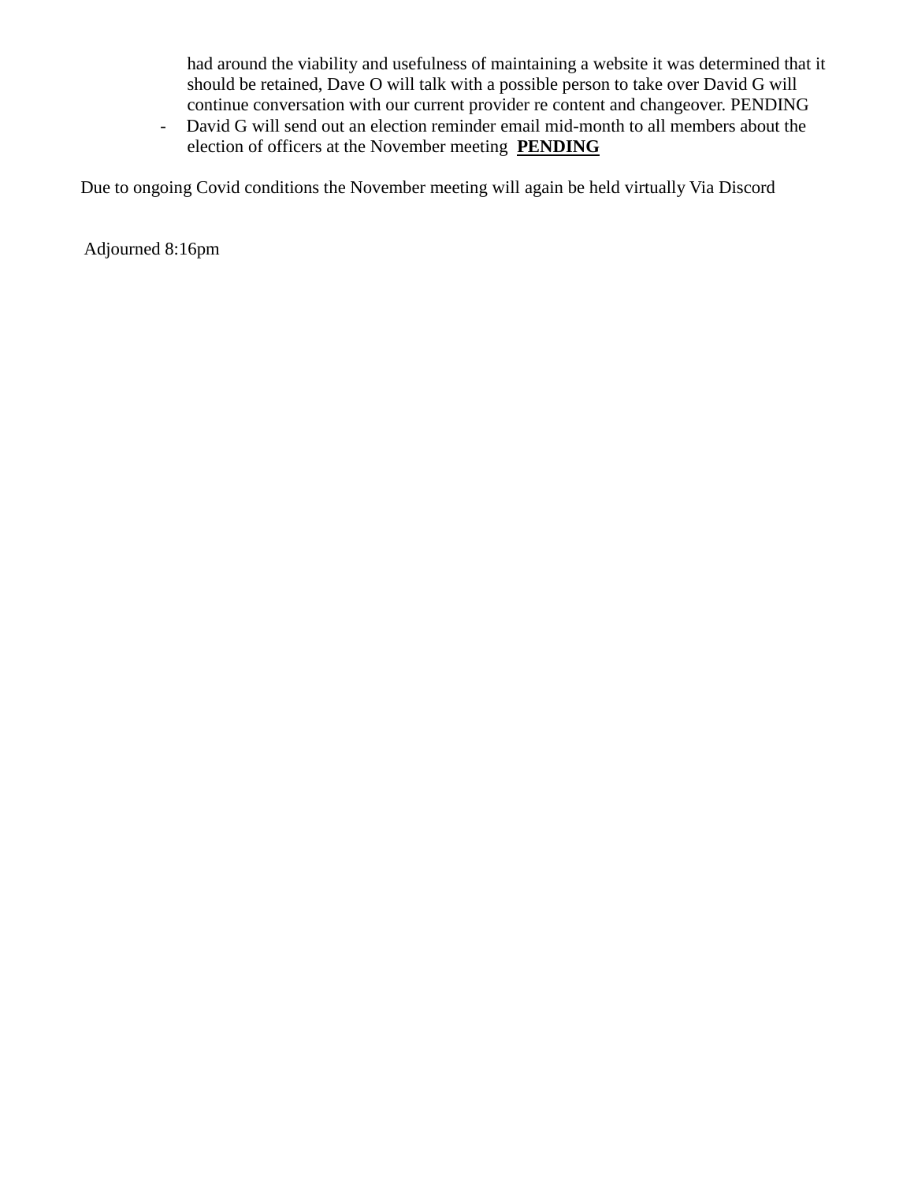had around the viability and usefulness of maintaining a website it was determined that it should be retained, Dave O will talk with a possible person to take over David G will continue conversation with our current provider re content and changeover. PENDING

- David G will send out an election reminder email mid-month to all members about the election of officers at the November meeting **PENDING**

Due to ongoing Covid conditions the November meeting will again be held virtually Via Discord

Adjourned 8:16pm